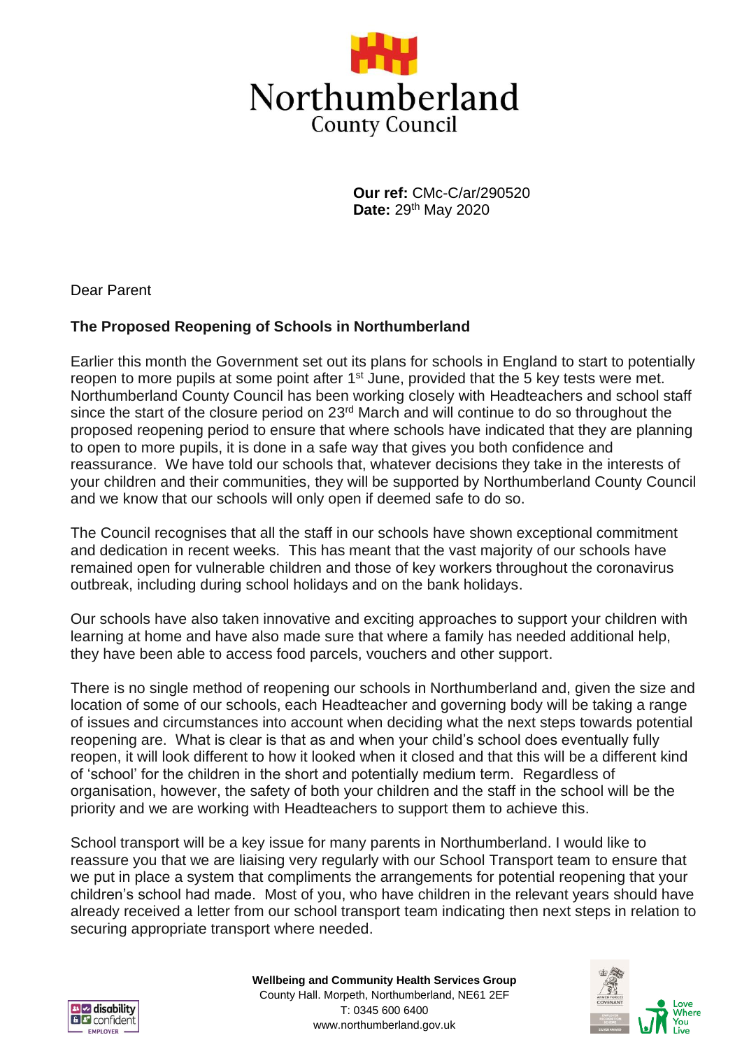Northumberland County Council

**Our ref:** CMc-C/ar/290520
**Date:** 29th May 2020

Dear Parent

**The Proposed Reopening of Schools in Northumberland**

Earlier this month the Government set out its plans for schools in England to start to potentially reopen to more pupils at some point after 1st June, provided that the 5 key tests were met. Northumberland County Council has been working closely with Headteachers and school staff since the start of the closure period on 23rd March and will continue to do so throughout the proposed reopening period to ensure that where schools have indicated that they are planning to open to more pupils, it is done in a safe way that gives you both confidence and reassurance. We have told our schools that, whatever decisions they take in the interests of your children and their communities, they will be supported by Northumberland County Council and we know that our schools will only open if deemed safe to do so.

The Council recognises that all the staff in our schools have shown exceptional commitment and dedication in recent weeks. This has meant that the vast majority of our schools have remained open for vulnerable children and those of key workers throughout the coronavirus outbreak, including during school holidays and on the bank holidays.

Our schools have also taken innovative and exciting approaches to support your children with learning at home and have also made sure that where a family has needed additional help, they have been able to access food parcels, vouchers and other support.

There is no single method of reopening our schools in Northumberland and, given the size and location of some of our schools, each Headteacher and governing body will be taking a range of issues and circumstances into account when deciding what the next steps towards potential reopening are. What is clear is that as and when your child's school does eventually fully reopen, it will look different to how it looked when it closed and that this will be a different kind of 'school' for the children in the short and potentially medium term. Regardless of organisation, however, the safety of both your children and the staff in the school will be the priority and we are working with Headteachers to support them to achieve this.

School transport will be a key issue for many parents in Northumberland. I would like to reassure you that we are liaising very regularly with our School Transport team to ensure that we put in place a system that compliments the arrangements for potential reopening that your children's school had made. Most of you, who have children in the relevant years should have already received a letter from our school transport team indicating then next steps in relation to securing appropriate transport where needed.

**Wellbeing and Community Health Services Group**
County Hall. Morpeth, Northumberland, NE61 2EF
T: 0345 600 6400
www.northumberland.gov.uk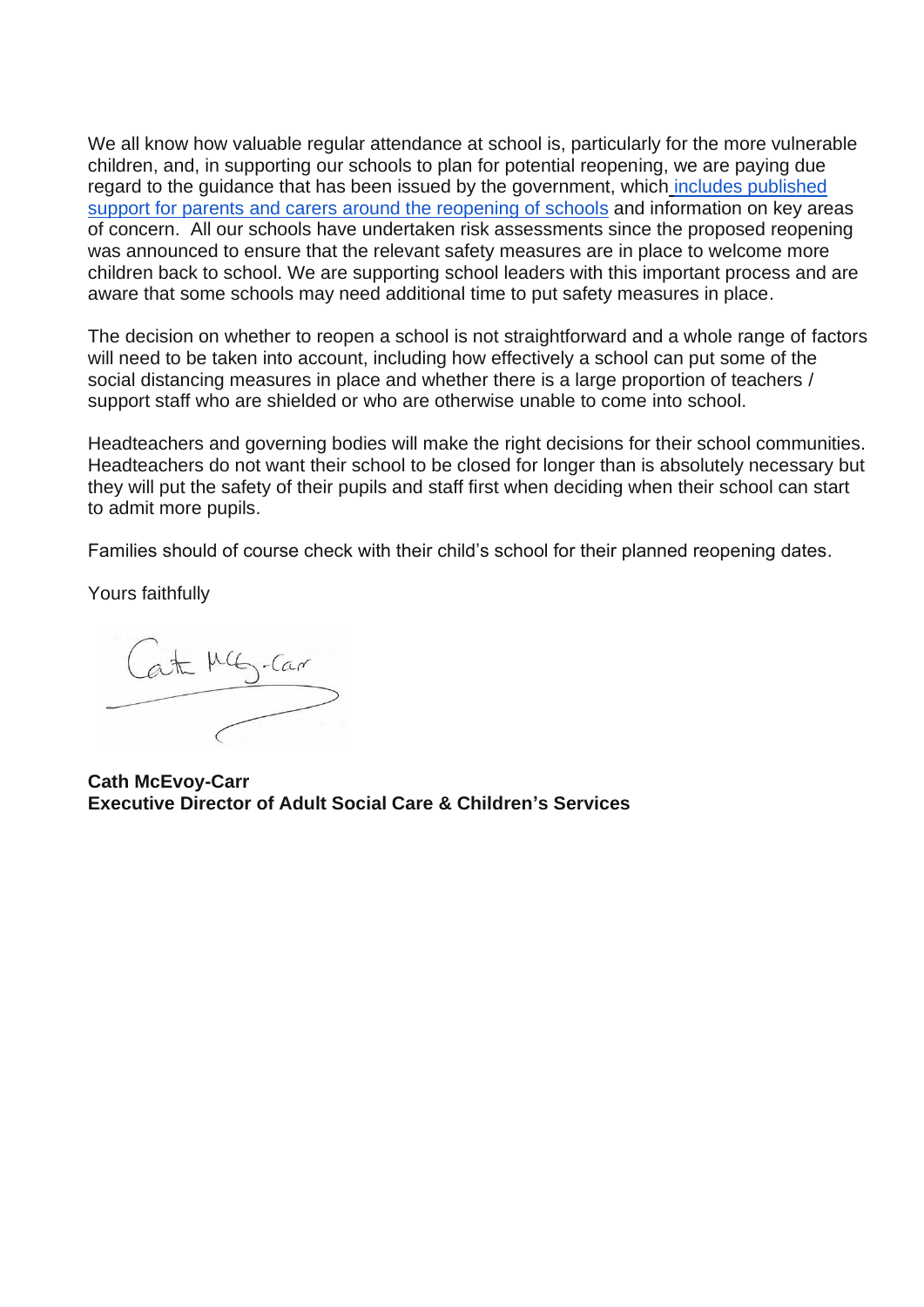We all know how valuable regular attendance at school is, particularly for the more vulnerable children, and, in supporting our schools to plan for potential reopening, we are paying due regard to the guidance that has been issued by the government, which includes published support for parents and carers around the reopening of schools and information on key areas of concern. All our schools have undertaken risk assessments since the proposed reopening was announced to ensure that the relevant safety measures are in place to welcome more children back to school. We are supporting school leaders with this important process and are aware that some schools may need additional time to put safety measures in place.

The decision on whether to reopen a school is not straightforward and a whole range of factors will need to be taken into account, including how effectively a school can put some of the social distancing measures in place and whether there is a large proportion of teachers / support staff who are shielded or who are otherwise unable to come into school.

Headteachers and governing bodies will make the right decisions for their school communities. Headteachers do not want their school to be closed for longer than is absolutely necessary but they will put the safety of their pupils and staff first when deciding when their school can start to admit more pupils.

Families should of course check with their child's school for their planned reopening dates.

Yours faithfully

**Cath McEvoy-Carr**
**Executive Director of Adult Social Care & Children's Services**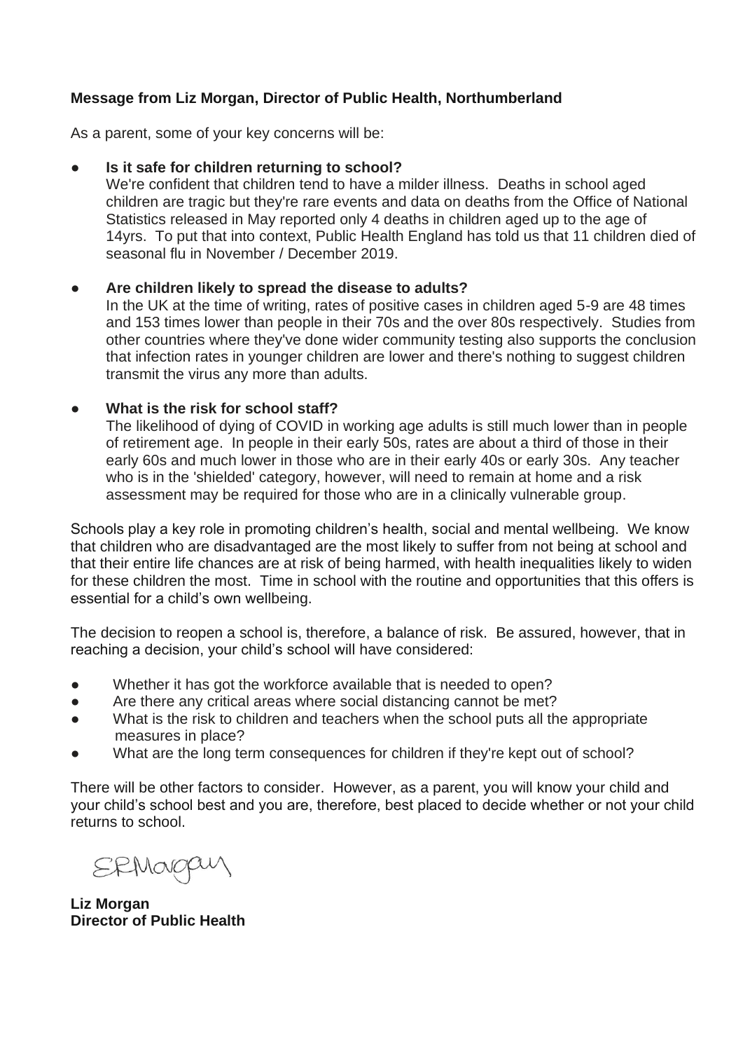**Message from Liz Morgan, Director of Public Health, Northumberland**

As a parent, some of your key concerns will be:

- **Is it safe for children returning to school?**
  We're confident that children tend to have a milder illness. Deaths in school aged children are tragic but they're rare events and data on deaths from the Office of National Statistics released in May reported only 4 deaths in children aged up to the age of 14yrs. To put that into context, Public Health England has told us that 11 children died of seasonal flu in November / December 2019.

- **Are children likely to spread the disease to adults?**
  In the UK at the time of writing, rates of positive cases in children aged 5-9 are 48 times and 153 times lower than people in their 70s and the over 80s respectively. Studies from other countries where they've done wider community testing also supports the conclusion that infection rates in younger children are lower and there's nothing to suggest children transmit the virus any more than adults.

- **What is the risk for school staff?**
  The likelihood of dying of COVID in working age adults is still much lower than in people of retirement age. In people in their early 50s, rates are about a third of those in their early 60s and much lower in those who are in their early 40s or early 30s. Any teacher who is in the 'shielded' category, however, will need to remain at home and a risk assessment may be required for those who are in a clinically vulnerable group.

Schools play a key role in promoting children's health, social and mental wellbeing. We know that children who are disadvantaged are the most likely to suffer from not being at school and that their entire life chances are at risk of being harmed, with health inequalities likely to widen for these children the most. Time in school with the routine and opportunities that this offers is essential for a child's own wellbeing.

The decision to reopen a school is, therefore, a balance of risk. Be assured, however, that in reaching a decision, your child's school will have considered:

- Whether it has got the workforce available that is needed to open?
- Are there any critical areas where social distancing cannot be met?
- What is the risk to children and teachers when the school puts all the appropriate measures in place?
- What are the long term consequences for children if they're kept out of school?

There will be other factors to consider. However, as a parent, you will know your child and your child's school best and you are, therefore, best placed to decide whether or not your child returns to school.

ERMorgan

**Liz Morgan**
**Director of Public Health**